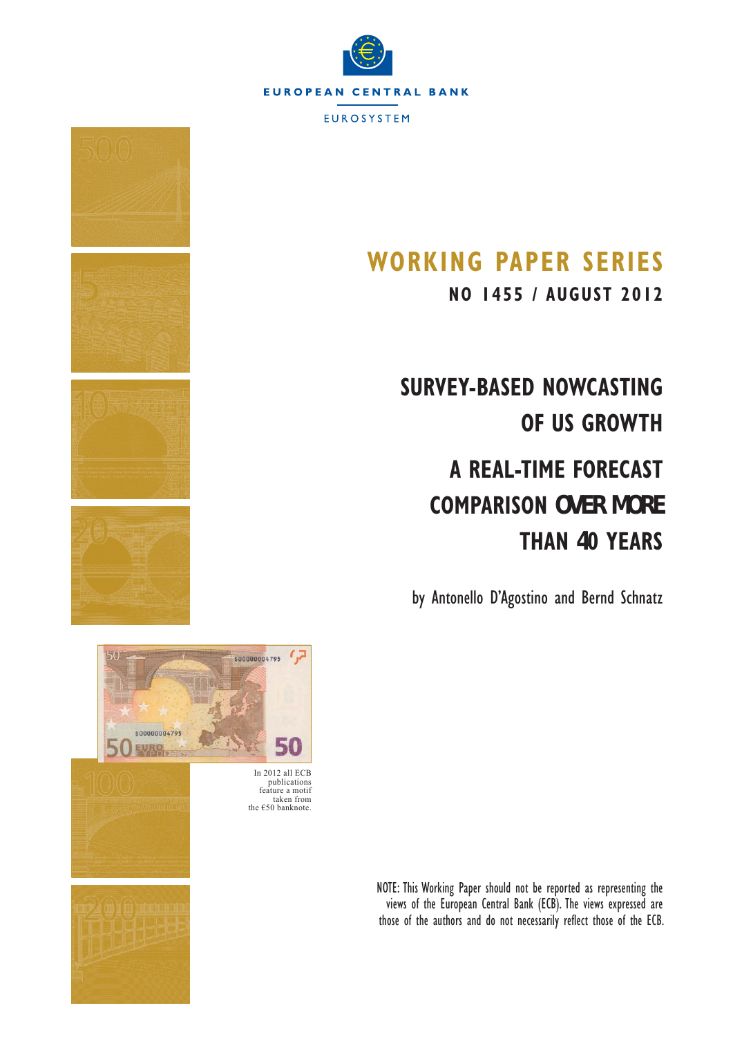EUROPEAN CENTRAL BANK

EUROSYSTEM

# WORKING PAPER SERIES

**NO 1455 / AUGUST 2012**

# SURVEY-BASED NOWCASTING OF US GROWTH

# A REAL-TIME FORECAST COMPARISON OVER MORE THAN 40 YEARS

by Antonello D'Agostino and Bernd Schnatz

In 2012 all ECB publications feature a motif taken from the €50 banknote.

NOTE: This Working Paper should not be reported as representing the views of the European Central Bank (ECB). The views expressed are those of the authors and do not necessarily reflect those of the ECB.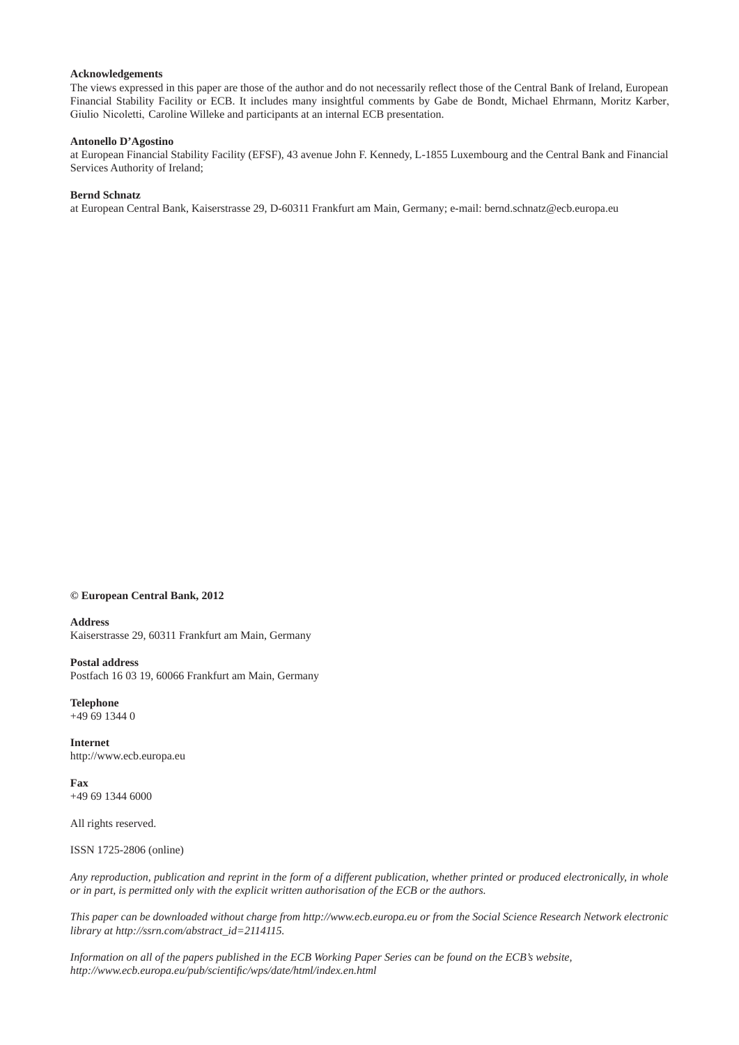**Acknowledgements**

The views expressed in this paper are those of the author and do not necessarily reflect those of the Central Bank of Ireland, European Financial Stability Facility or ECB. It includes many insightful comments by Gabe de Bondt, Michael Ehrmann, Moritz Karber, Giulio Nicoletti, Caroline Willeke and participants at an internal ECB presentation.

**Antonello D'Agostino**

at European Financial Stability Facility (EFSF), 43 avenue John F. Kennedy, L-1855 Luxembourg and the Central Bank and Financial Services Authority of Ireland;

**Bernd Schnatz**

at European Central Bank, Kaiserstrasse 29, D-60311 Frankfurt am Main, Germany; e-mail: bernd.schnatz@ecb.europa.eu

**© European Central Bank, 2012**

**Address**

Kaiserstrasse 29, 60311 Frankfurt am Main, Germany

**Postal address**

Postfach 16 03 19, 60066 Frankfurt am Main, Germany

**Telephone**

+49 69 1344 0

**Internet**

http://www.ecb.europa.eu

**Fax**

+49 69 1344 6000

All rights reserved.

ISSN 1725-2806 (online)

*Any reproduction, publication and reprint in the form of a different publication, whether printed or produced electronically, in whole or in part, is permitted only with the explicit written authorisation of the ECB or the authors.*

*This paper can be downloaded without charge from http://www.ecb.europa.eu or from the Social Science Research Network electronic library at http://ssrn.com/abstract_id=2114115.*

*Information on all of the papers published in the ECB Working Paper Series can be found on the ECB's website, http://www.ecb.europa.eu/pub/scientific/wps/date/html/index.en.html*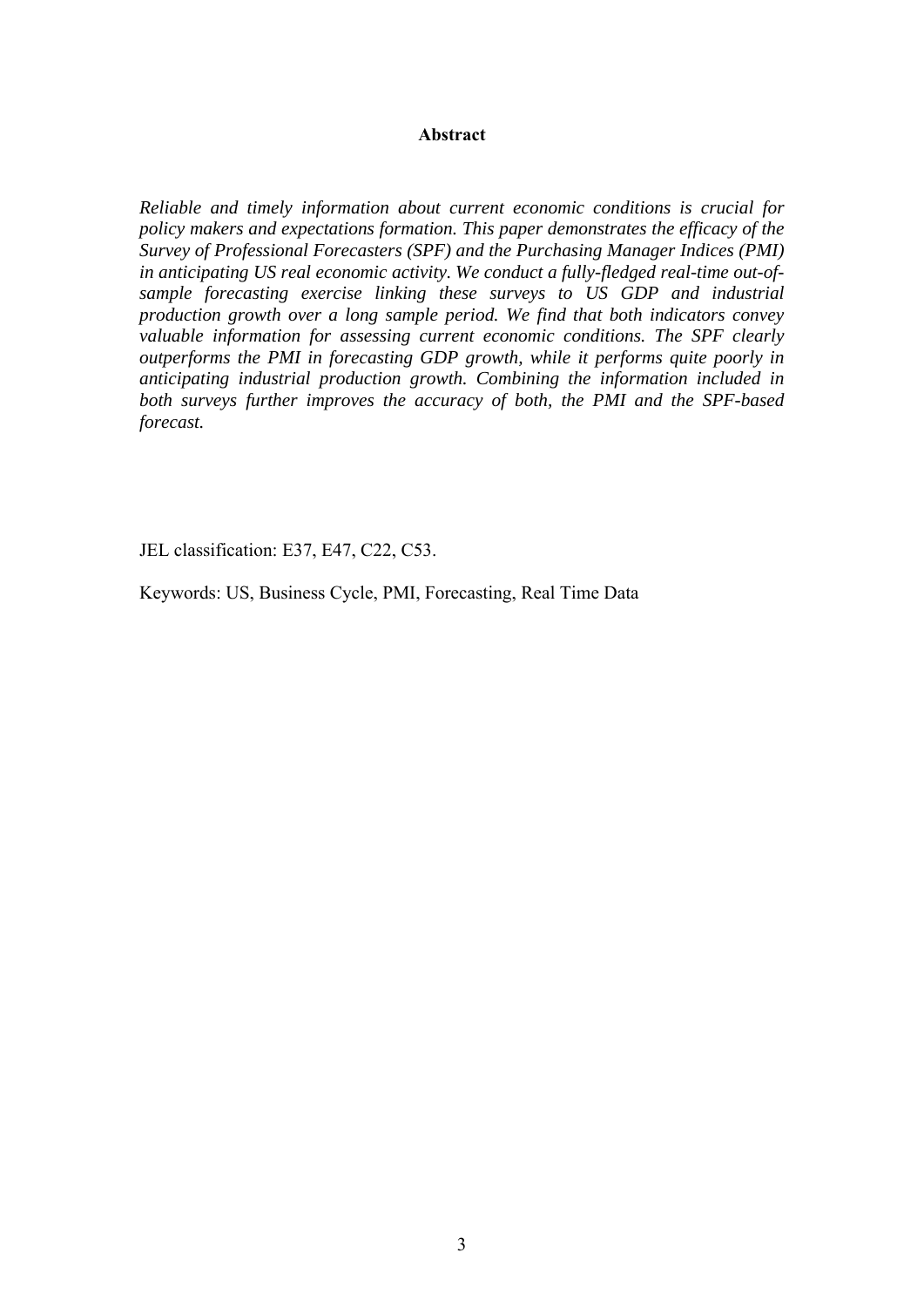**Abstract**

*Reliable and timely information about current economic conditions is crucial for policy makers and expectations formation. This paper demonstrates the efficacy of the Survey of Professional Forecasters (SPF) and the Purchasing Manager Indices (PMI) in anticipating US real economic activity. We conduct a fully-fledged real-time out-of-sample forecasting exercise linking these surveys to US GDP and industrial production growth over a long sample period. We find that both indicators convey valuable information for assessing current economic conditions. The SPF clearly outperforms the PMI in forecasting GDP growth, while it performs quite poorly in anticipating industrial production growth. Combining the information included in both surveys further improves the accuracy of both, the PMI and the SPF-based forecast.*

JEL classification: E37, E47, C22, C53.

Keywords: US, Business Cycle, PMI, Forecasting, Real Time Data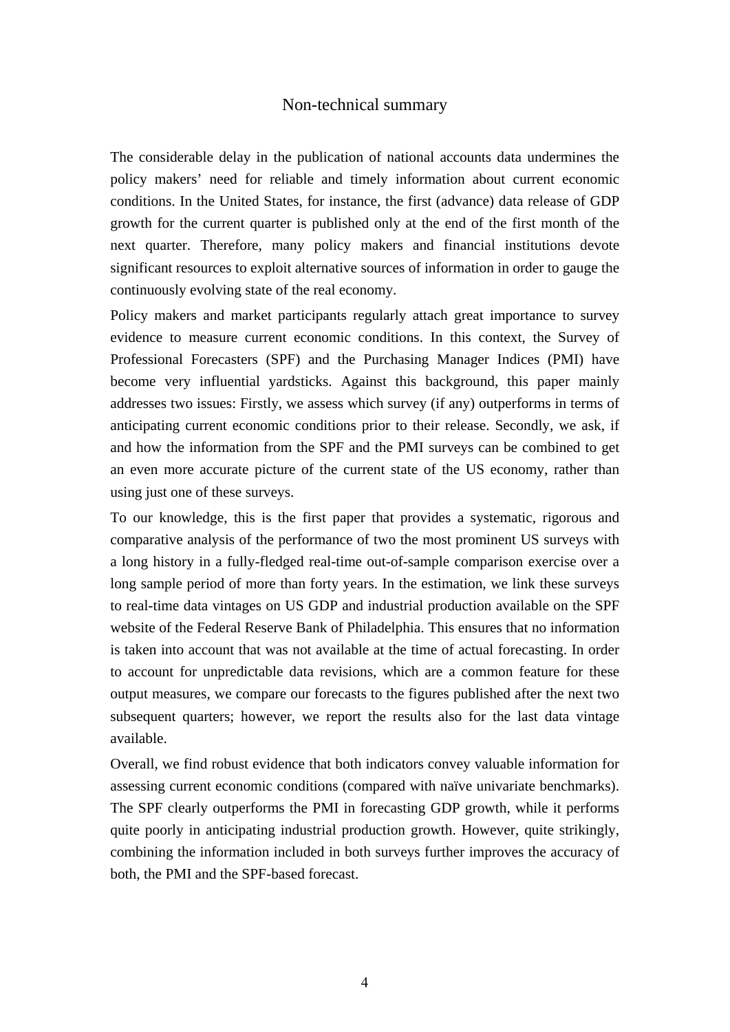# Non-technical summary

The considerable delay in the publication of national accounts data undermines the policy makers' need for reliable and timely information about current economic conditions. In the United States, for instance, the first (advance) data release of GDP growth for the current quarter is published only at the end of the first month of the next quarter. Therefore, many policy makers and financial institutions devote significant resources to exploit alternative sources of information in order to gauge the continuously evolving state of the real economy.

Policy makers and market participants regularly attach great importance to survey evidence to measure current economic conditions. In this context, the Survey of Professional Forecasters (SPF) and the Purchasing Manager Indices (PMI) have become very influential yardsticks. Against this background, this paper mainly addresses two issues: Firstly, we assess which survey (if any) outperforms in terms of anticipating current economic conditions prior to their release. Secondly, we ask, if and how the information from the SPF and the PMI surveys can be combined to get an even more accurate picture of the current state of the US economy, rather than using just one of these surveys.

To our knowledge, this is the first paper that provides a systematic, rigorous and comparative analysis of the performance of two the most prominent US surveys with a long history in a fully-fledged real-time out-of-sample comparison exercise over a long sample period of more than forty years. In the estimation, we link these surveys to real-time data vintages on US GDP and industrial production available on the SPF website of the Federal Reserve Bank of Philadelphia. This ensures that no information is taken into account that was not available at the time of actual forecasting. In order to account for unpredictable data revisions, which are a common feature for these output measures, we compare our forecasts to the figures published after the next two subsequent quarters; however, we report the results also for the last data vintage available.

Overall, we find robust evidence that both indicators convey valuable information for assessing current economic conditions (compared with naïve univariate benchmarks). The SPF clearly outperforms the PMI in forecasting GDP growth, while it performs quite poorly in anticipating industrial production growth. However, quite strikingly, combining the information included in both surveys further improves the accuracy of both, the PMI and the SPF-based forecast.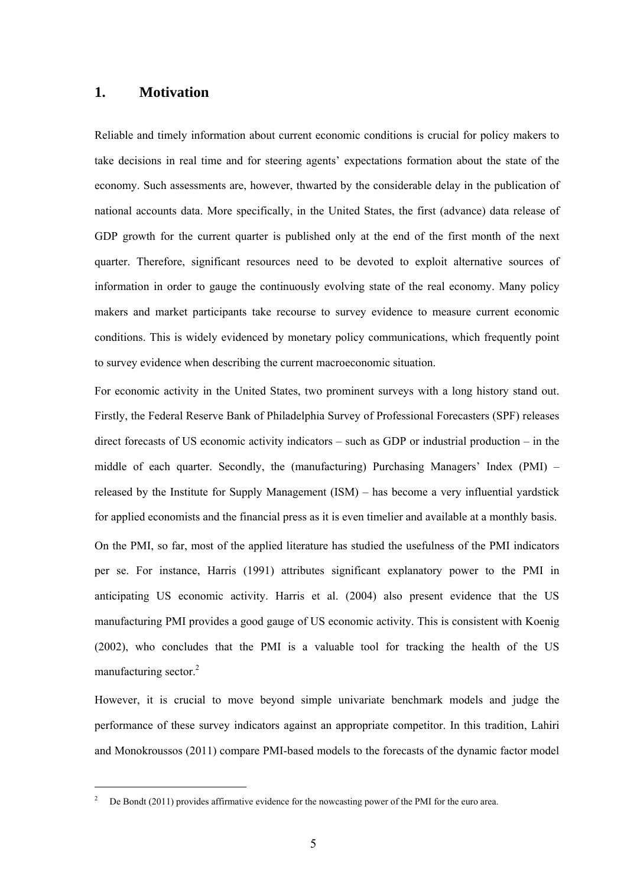# 1. Motivation

Reliable and timely information about current economic conditions is crucial for policy makers to take decisions in real time and for steering agents' expectations formation about the state of the economy. Such assessments are, however, thwarted by the considerable delay in the publication of national accounts data. More specifically, in the United States, the first (advance) data release of GDP growth for the current quarter is published only at the end of the first month of the next quarter. Therefore, significant resources need to be devoted to exploit alternative sources of information in order to gauge the continuously evolving state of the real economy. Many policy makers and market participants take recourse to survey evidence to measure current economic conditions. This is widely evidenced by monetary policy communications, which frequently point to survey evidence when describing the current macroeconomic situation.

For economic activity in the United States, two prominent surveys with a long history stand out. Firstly, the Federal Reserve Bank of Philadelphia Survey of Professional Forecasters (SPF) releases direct forecasts of US economic activity indicators – such as GDP or industrial production – in the middle of each quarter. Secondly, the (manufacturing) Purchasing Managers' Index (PMI) – released by the Institute for Supply Management (ISM) – has become a very influential yardstick for applied economists and the financial press as it is even timelier and available at a monthly basis.

On the PMI, so far, most of the applied literature has studied the usefulness of the PMI indicators per se. For instance, Harris (1991) attributes significant explanatory power to the PMI in anticipating US economic activity. Harris et al. (2004) also present evidence that the US manufacturing PMI provides a good gauge of US economic activity. This is consistent with Koenig (2002), who concludes that the PMI is a valuable tool for tracking the health of the US manufacturing sector.[2]

However, it is crucial to move beyond simple univariate benchmark models and judge the performance of these survey indicators against an appropriate competitor. In this tradition, Lahiri and Monokroussos (2011) compare PMI-based models to the forecasts of the dynamic factor model

[2] De Bondt (2011) provides affirmative evidence for the nowcasting power of the PMI for the euro area.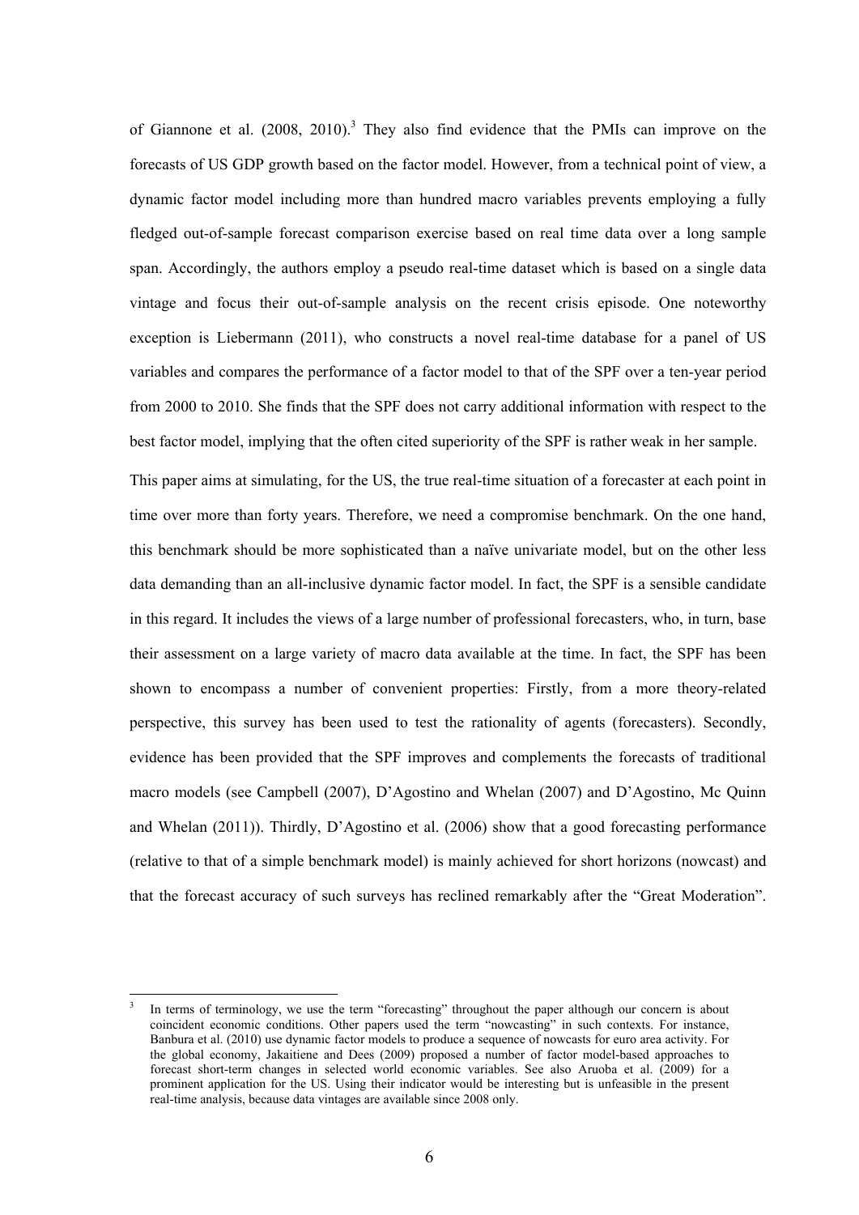of Giannone et al. (2008, 2010).[3] They also find evidence that the PMIs can improve on the forecasts of US GDP growth based on the factor model. However, from a technical point of view, a dynamic factor model including more than hundred macro variables prevents employing a fully fledged out-of-sample forecast comparison exercise based on real time data over a long sample span. Accordingly, the authors employ a pseudo real-time dataset which is based on a single data vintage and focus their out-of-sample analysis on the recent crisis episode. One noteworthy exception is Liebermann (2011), who constructs a novel real-time database for a panel of US variables and compares the performance of a factor model to that of the SPF over a ten-year period from 2000 to 2010. She finds that the SPF does not carry additional information with respect to the best factor model, implying that the often cited superiority of the SPF is rather weak in her sample.

This paper aims at simulating, for the US, the true real-time situation of a forecaster at each point in time over more than forty years. Therefore, we need a compromise benchmark. On the one hand, this benchmark should be more sophisticated than a naïve univariate model, but on the other less data demanding than an all-inclusive dynamic factor model. In fact, the SPF is a sensible candidate in this regard. It includes the views of a large number of professional forecasters, who, in turn, base their assessment on a large variety of macro data available at the time. In fact, the SPF has been shown to encompass a number of convenient properties: Firstly, from a more theory-related perspective, this survey has been used to test the rationality of agents (forecasters). Secondly, evidence has been provided that the SPF improves and complements the forecasts of traditional macro models (see Campbell (2007), D'Agostino and Whelan (2007) and D'Agostino, Mc Quinn and Whelan (2011)). Thirdly, D'Agostino et al. (2006) show that a good forecasting performance (relative to that of a simple benchmark model) is mainly achieved for short horizons (nowcast) and that the forecast accuracy of such surveys has reclined remarkably after the "Great Moderation".

[3] In terms of terminology, we use the term "forecasting" throughout the paper although our concern is about coincident economic conditions. Other papers used the term "nowcasting" in such contexts. For instance, Banbura et al. (2010) use dynamic factor models to produce a sequence of nowcasts for euro area activity. For the global economy, Jakaitiene and Dees (2009) proposed a number of factor model-based approaches to forecast short-term changes in selected world economic variables. See also Aruoba et al. (2009) for a prominent application for the US. Using their indicator would be interesting but is unfeasible in the present real-time analysis, because data vintages are available since 2008 only.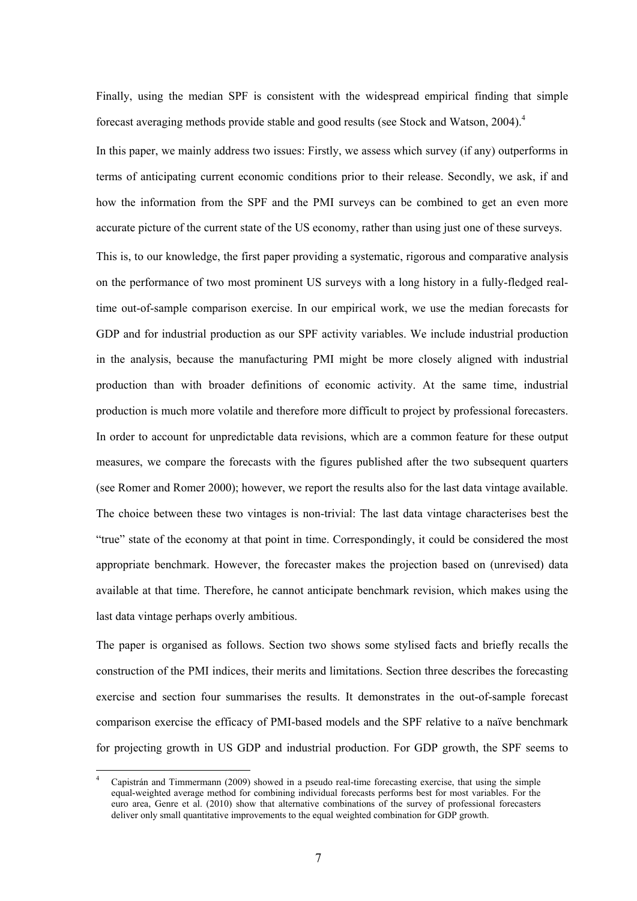Finally, using the median SPF is consistent with the widespread empirical finding that simple forecast averaging methods provide stable and good results (see Stock and Watson, 2004).[4]

In this paper, we mainly address two issues: Firstly, we assess which survey (if any) outperforms in terms of anticipating current economic conditions prior to their release. Secondly, we ask, if and how the information from the SPF and the PMI surveys can be combined to get an even more accurate picture of the current state of the US economy, rather than using just one of these surveys.

This is, to our knowledge, the first paper providing a systematic, rigorous and comparative analysis on the performance of two most prominent US surveys with a long history in a fully-fledged real-time out-of-sample comparison exercise. In our empirical work, we use the median forecasts for GDP and for industrial production as our SPF activity variables. We include industrial production in the analysis, because the manufacturing PMI might be more closely aligned with industrial production than with broader definitions of economic activity. At the same time, industrial production is much more volatile and therefore more difficult to project by professional forecasters. In order to account for unpredictable data revisions, which are a common feature for these output measures, we compare the forecasts with the figures published after the two subsequent quarters (see Romer and Romer 2000); however, we report the results also for the last data vintage available. The choice between these two vintages is non-trivial: The last data vintage characterises best the "true" state of the economy at that point in time. Correspondingly, it could be considered the most appropriate benchmark. However, the forecaster makes the projection based on (unrevised) data available at that time. Therefore, he cannot anticipate benchmark revision, which makes using the last data vintage perhaps overly ambitious.

The paper is organised as follows. Section two shows some stylised facts and briefly recalls the construction of the PMI indices, their merits and limitations. Section three describes the forecasting exercise and section four summarises the results. It demonstrates in the out-of-sample forecast comparison exercise the efficacy of PMI-based models and the SPF relative to a naïve benchmark for projecting growth in US GDP and industrial production. For GDP growth, the SPF seems to

[4] Capistrán and Timmermann (2009) showed in a pseudo real-time forecasting exercise, that using the simple equal-weighted average method for combining individual forecasts performs best for most variables. For the euro area, Genre et al. (2010) show that alternative combinations of the survey of professional forecasters deliver only small quantitative improvements to the equal weighted combination for GDP growth.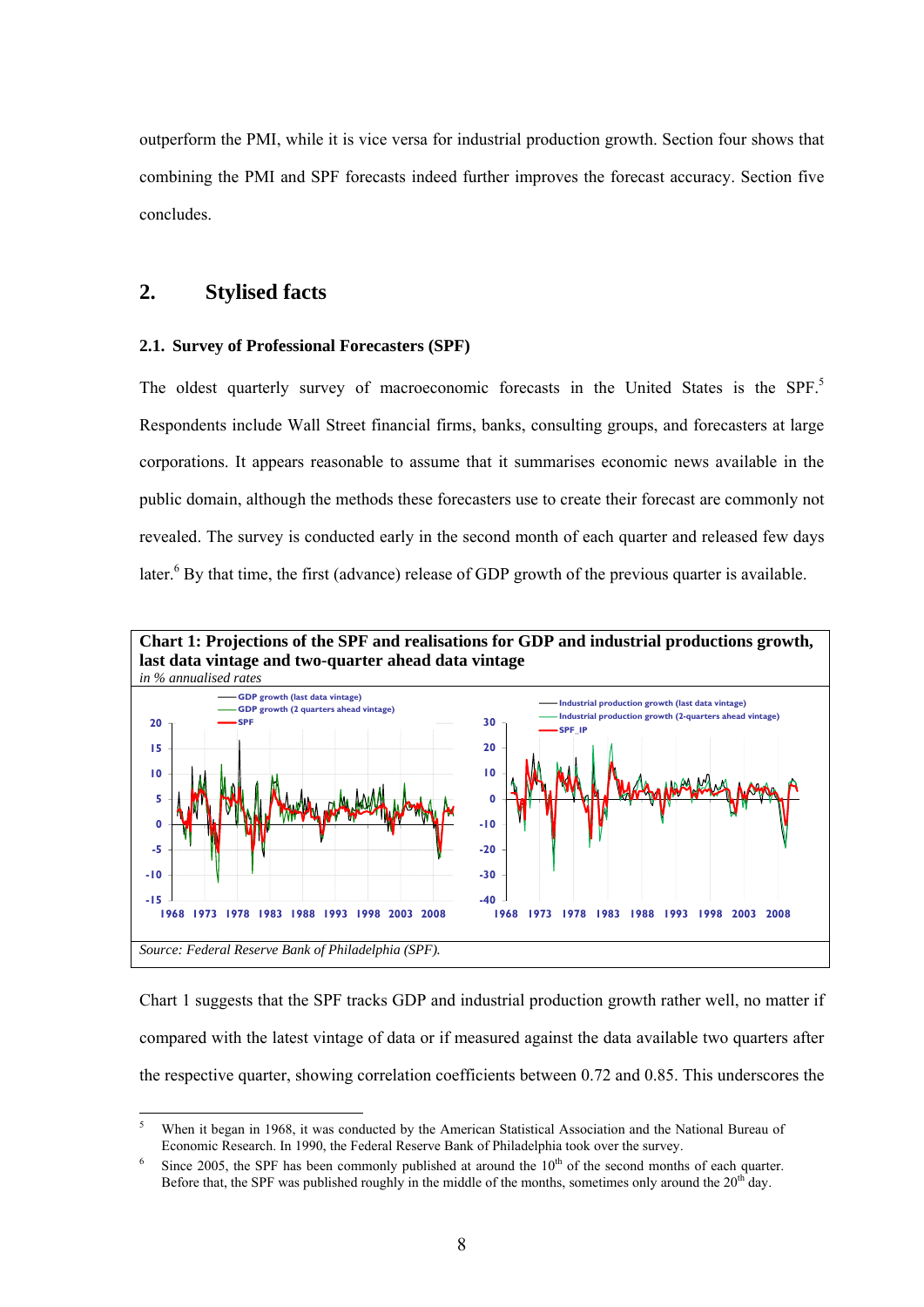outperform the PMI, while it is vice versa for industrial production growth. Section four shows that combining the PMI and SPF forecasts indeed further improves the forecast accuracy. Section five concludes.

## 2. Stylised facts

### 2.1. Survey of Professional Forecasters (SPF)

The oldest quarterly survey of macroeconomic forecasts in the United States is the SPF.[5] Respondents include Wall Street financial firms, banks, consulting groups, and forecasters at large corporations. It appears reasonable to assume that it summarises economic news available in the public domain, although the methods these forecasters use to create their forecast are commonly not revealed. The survey is conducted early in the second month of each quarter and released few days later.[6] By that time, the first (advance) release of GDP growth of the previous quarter is available.

**Chart 1: Projections of the SPF and realisations for GDP and industrial productions growth, last data vintage and two-quarter ahead data vintage**

*in % annualised rates*

*Source: Federal Reserve Bank of Philadelphia (SPF).*

Chart 1 suggests that the SPF tracks GDP and industrial production growth rather well, no matter if compared with the latest vintage of data or if measured against the data available two quarters after the respective quarter, showing correlation coefficients between 0.72 and 0.85. This underscores the

---

[5] When it began in 1968, it was conducted by the American Statistical Association and the National Bureau of Economic Research. In 1990, the Federal Reserve Bank of Philadelphia took over the survey.

[6] Since 2005, the SPF has been commonly published at around the 10th of the second months of each quarter. Before that, the SPF was published roughly in the middle of the months, sometimes only around the 20th day.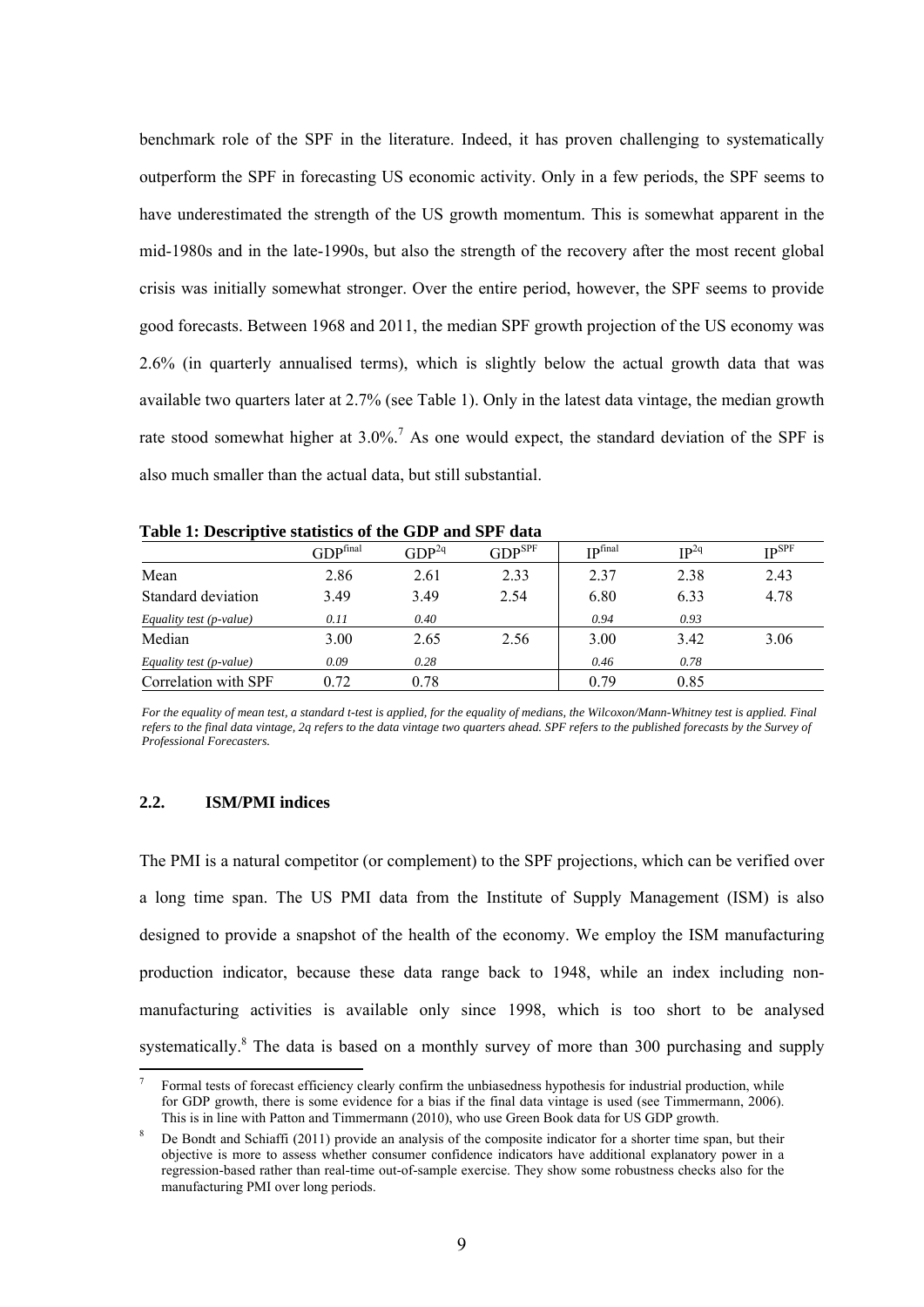benchmark role of the SPF in the literature. Indeed, it has proven challenging to systematically outperform the SPF in forecasting US economic activity. Only in a few periods, the SPF seems to have underestimated the strength of the US growth momentum. This is somewhat apparent in the mid-1980s and in the late-1990s, but also the strength of the recovery after the most recent global crisis was initially somewhat stronger. Over the entire period, however, the SPF seems to provide good forecasts. Between 1968 and 2011, the median SPF growth projection of the US economy was 2.6% (in quarterly annualised terms), which is slightly below the actual growth data that was available two quarters later at 2.7% (see Table 1). Only in the latest data vintage, the median growth rate stood somewhat higher at 3.0%.[7] As one would expect, the standard deviation of the SPF is also much smaller than the actual data, but still substantial.

**Table 1: Descriptive statistics of the GDP and SPF data**

| | $GDP^{final}$ | $GDP^{2q}$ | $GDP^{SPF}$ | $IP^{final}$ | $IP^{2q}$ | $IP^{SPF}$ |
|---|---|---|---|---|---|---|
| Mean | 2.86 | 2.61 | 2.33 | 2.37 | 2.38 | 2.43 |
| Standard deviation | 3.49 | 3.49 | 2.54 | 6.80 | 6.33 | 4.78 |
| *Equality test (p-value)* | *0.11* | *0.40* | | *0.94* | *0.93* | |
| Median | 3.00 | 2.65 | 2.56 | 3.00 | 3.42 | 3.06 |
| *Equality test (p-value)* | *0.09* | *0.28* | | *0.46* | *0.78* | |
| Correlation with SPF | 0.72 | 0.78 | | 0.79 | 0.85 | |

*For the equality of mean test, a standard t-test is applied, for the equality of medians, the Wilcoxon/Mann-Whitney test is applied. Final refers to the final data vintage, 2q refers to the data vintage two quarters ahead. SPF refers to the published forecasts by the Survey of Professional Forecasters.*

### 2.2. ISM/PMI indices

The PMI is a natural competitor (or complement) to the SPF projections, which can be verified over a long time span. The US PMI data from the Institute of Supply Management (ISM) is also designed to provide a snapshot of the health of the economy. We employ the ISM manufacturing production indicator, because these data range back to 1948, while an index including non-manufacturing activities is available only since 1998, which is too short to be analysed systematically.[8] The data is based on a monthly survey of more than 300 purchasing and supply

[7] Formal tests of forecast efficiency clearly confirm the unbiasedness hypothesis for industrial production, while for GDP growth, there is some evidence for a bias if the final data vintage is used (see Timmermann, 2006). This is in line with Patton and Timmermann (2010), who use Green Book data for US GDP growth.

[8] De Bondt and Schiaffi (2011) provide an analysis of the composite indicator for a shorter time span, but their objective is more to assess whether consumer confidence indicators have additional explanatory power in a regression-based rather than real-time out-of-sample exercise. They show some robustness checks also for the manufacturing PMI over long periods.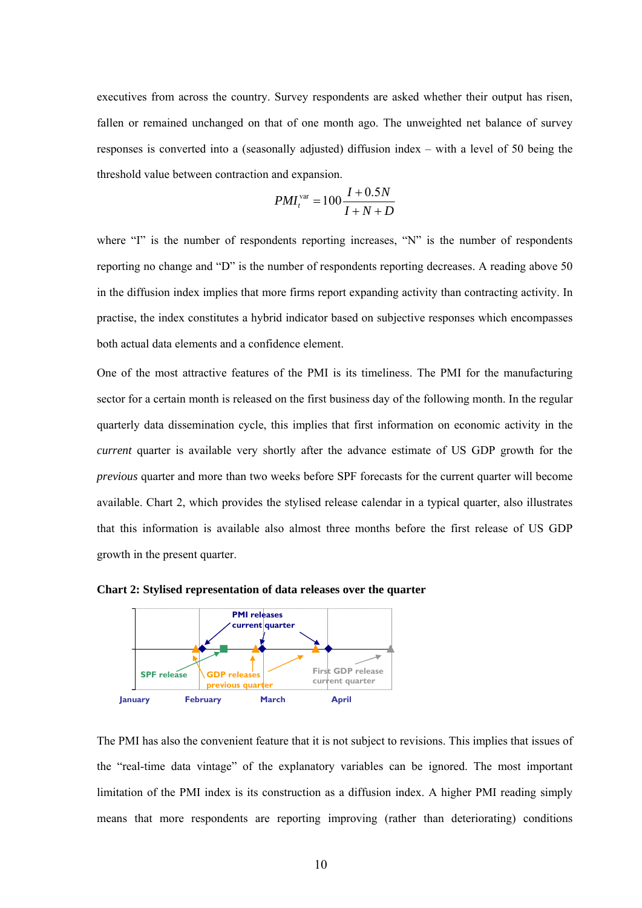executives from across the country. Survey respondents are asked whether their output has risen, fallen or remained unchanged on that of one month ago. The unweighted net balance of survey responses is converted into a (seasonally adjusted) diffusion index – with a level of 50 being the threshold value between contraction and expansion.

$$PMI_t^{\text{var}} = 100 \frac{I + 0.5N}{I + N + D}$$

where "I" is the number of respondents reporting increases, "N" is the number of respondents reporting no change and "D" is the number of respondents reporting decreases. A reading above 50 in the diffusion index implies that more firms report expanding activity than contracting activity. In practise, the index constitutes a hybrid indicator based on subjective responses which encompasses both actual data elements and a confidence element.

One of the most attractive features of the PMI is its timeliness. The PMI for the manufacturing sector for a certain month is released on the first business day of the following month. In the regular quarterly data dissemination cycle, this implies that first information on economic activity in the *current* quarter is available very shortly after the advance estimate of US GDP growth for the *previous* quarter and more than two weeks before SPF forecasts for the current quarter will become available. Chart 2, which provides the stylised release calendar in a typical quarter, also illustrates that this information is available also almost three months before the first release of US GDP growth in the present quarter.

**Chart 2: Stylised representation of data releases over the quarter**

PMI releases current quarter; SPF release; GDP releases previous quarter; First GDP release current quarter

January February March April

The PMI has also the convenient feature that it is not subject to revisions. This implies that issues of the "real-time data vintage" of the explanatory variables can be ignored. The most important limitation of the PMI index is its construction as a diffusion index. A higher PMI reading simply means that more respondents are reporting improving (rather than deteriorating) conditions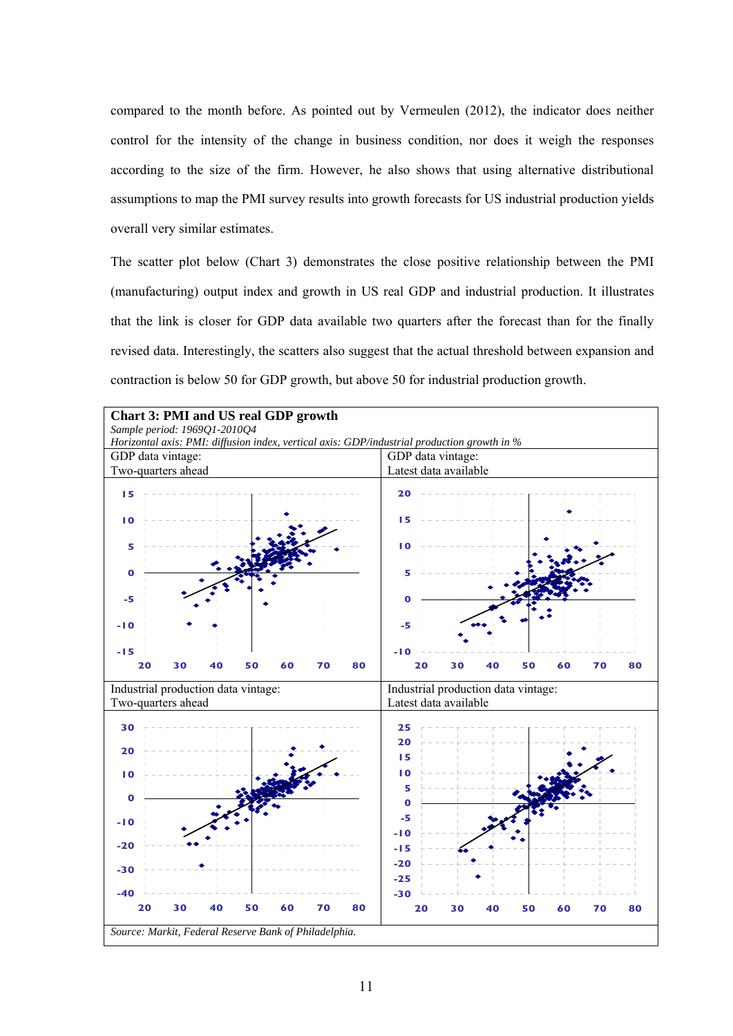compared to the month before. As pointed out by Vermeulen (2012), the indicator does neither control for the intensity of the change in business condition, nor does it weigh the responses according to the size of the firm. However, he also shows that using alternative distributional assumptions to map the PMI survey results into growth forecasts for US industrial production yields overall very similar estimates.

The scatter plot below (Chart 3) demonstrates the close positive relationship between the PMI (manufacturing) output index and growth in US real GDP and industrial production. It illustrates that the link is closer for GDP data available two quarters after the forecast than for the finally revised data. Interestingly, the scatters also suggest that the actual threshold between expansion and contraction is below 50 for GDP growth, but above 50 for industrial production growth.

**Chart 3: PMI and US real GDP growth**

*Sample period: 1969Q1-2010Q4*

*Horizontal axis: PMI: diffusion index, vertical axis: GDP/industrial production growth in %*

| GDP data vintage: Two-quarters ahead | GDP data vintage: Latest data available |
|---|---|
| Industrial production data vintage: Two-quarters ahead | Industrial production data vintage: Latest data available |

*Source: Markit, Federal Reserve Bank of Philadelphia.*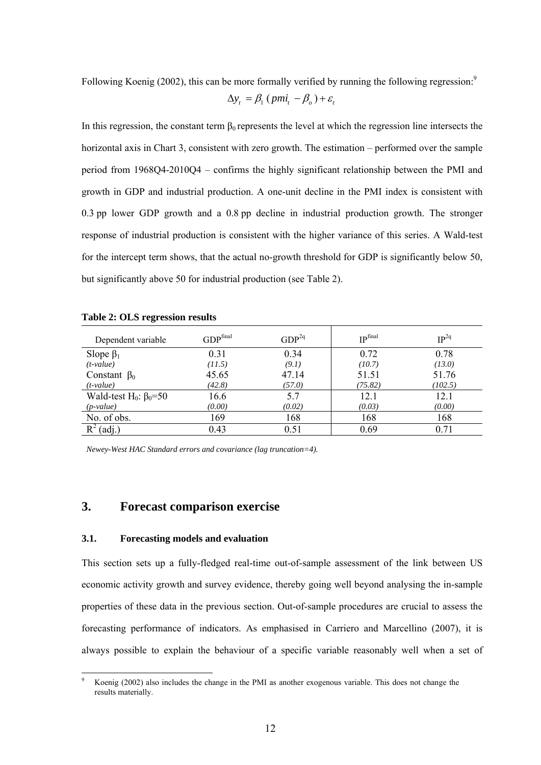Following Koenig (2002), this can be more formally verified by running the following regression:[9]

$$\Delta y_t = \beta_1 \,( pmi_t - \beta_o ) + \varepsilon_t$$

In this regression, the constant term $\beta_0$ represents the level at which the regression line intersects the horizontal axis in Chart 3, consistent with zero growth. The estimation – performed over the sample period from 1968Q4-2010Q4 – confirms the highly significant relationship between the PMI and growth in GDP and industrial production. A one-unit decline in the PMI index is consistent with 0.3 pp lower GDP growth and a 0.8 pp decline in industrial production growth. The stronger response of industrial production is consistent with the higher variance of this series. A Wald-test for the intercept term shows, that the actual no-growth threshold for GDP is significantly below 50, but significantly above 50 for industrial production (see Table 2).

**Table 2: OLS regression results**

| Dependent variable | $GDP^{final}$ | $GDP^{2q}$ | $IP^{final}$ | $IP^{2q}$ |
|---|---|---|---|---|
| Slope $\beta_1$ | 0.31 | 0.34 | 0.72 | 0.78 |
| *(t-value)* | *(11.5)* | *(9.1)* | *(10.7)* | *(13.0)* |
| Constant $\beta_0$ | 45.65 | 47.14 | 51.51 | 51.76 |
| *(t-value)* | *(42.8)* | *(57.0)* | *(75.82)* | *(102.5)* |
| Wald-test $H_0$: $\beta_0$=50 | 16.6 | 5.7 | 12.1 | 12.1 |
| *(p-value)* | *(0.00)* | *(0.02)* | *(0.03)* | *(0.00)* |
| No. of obs. | 169 | 168 | 168 | 168 |
| $R^2$ (adj.) | 0.43 | 0.51 | 0.69 | 0.71 |

*Newey-West HAC Standard errors and covariance (lag truncation=4).*

## 3. Forecast comparison exercise

### 3.1. Forecasting models and evaluation

This section sets up a fully-fledged real-time out-of-sample assessment of the link between US economic activity growth and survey evidence, thereby going well beyond analysing the in-sample properties of these data in the previous section. Out-of-sample procedures are crucial to assess the forecasting performance of indicators. As emphasised in Carriero and Marcellino (2007), it is always possible to explain the behaviour of a specific variable reasonably well when a set of

[9] Koenig (2002) also includes the change in the PMI as another exogenous variable. This does not change the results materially.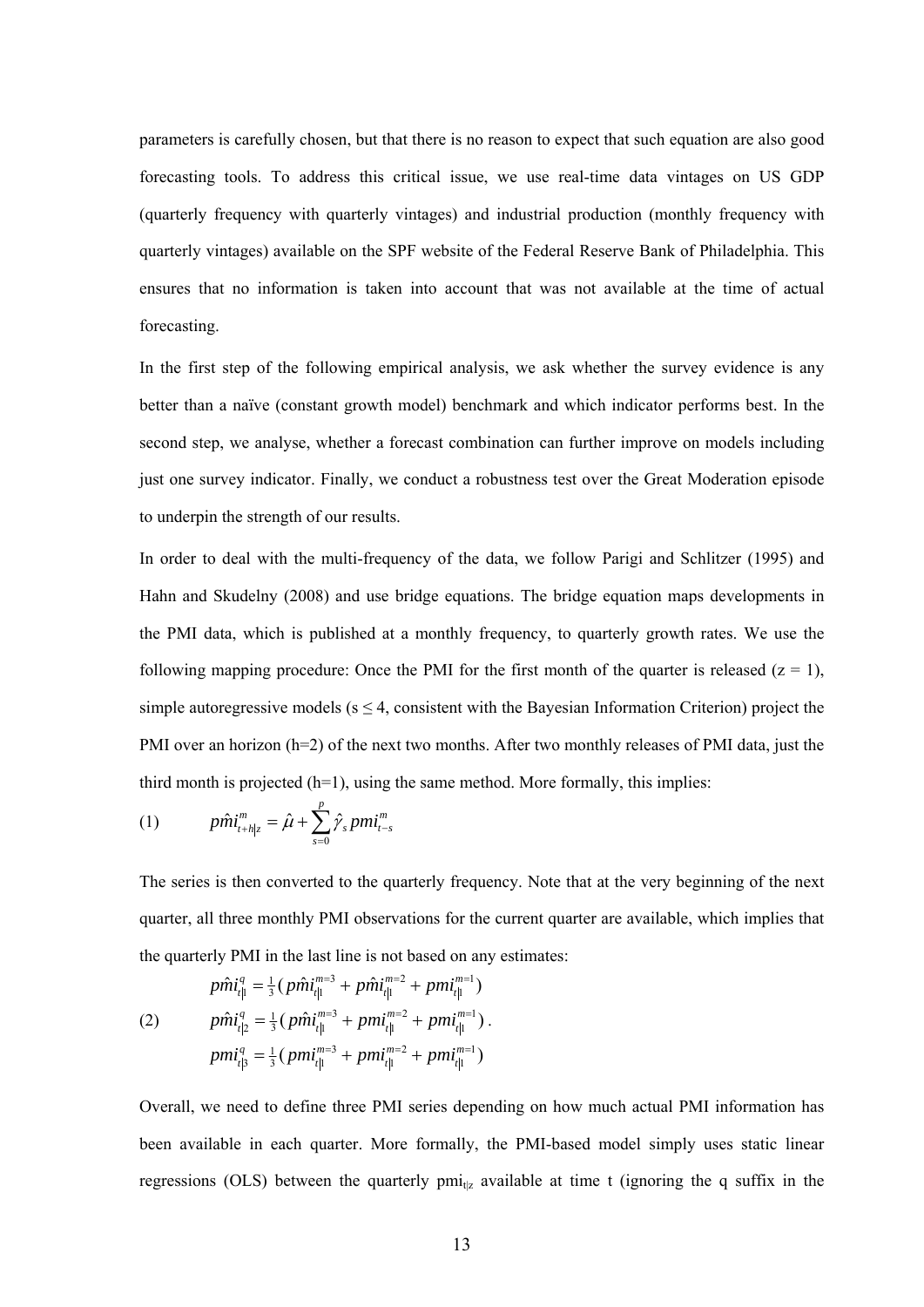parameters is carefully chosen, but that there is no reason to expect that such equation are also good forecasting tools. To address this critical issue, we use real-time data vintages on US GDP (quarterly frequency with quarterly vintages) and industrial production (monthly frequency with quarterly vintages) available on the SPF website of the Federal Reserve Bank of Philadelphia. This ensures that no information is taken into account that was not available at the time of actual forecasting.

In the first step of the following empirical analysis, we ask whether the survey evidence is any better than a naïve (constant growth model) benchmark and which indicator performs best. In the second step, we analyse, whether a forecast combination can further improve on models including just one survey indicator. Finally, we conduct a robustness test over the Great Moderation episode to underpin the strength of our results.

In order to deal with the multi-frequency of the data, we follow Parigi and Schlitzer (1995) and Hahn and Skudelny (2008) and use bridge equations. The bridge equation maps developments in the PMI data, which is published at a monthly frequency, to quarterly growth rates. We use the following mapping procedure: Once the PMI for the first month of the quarter is released (z = 1), simple autoregressive models (s ≤ 4, consistent with the Bayesian Information Criterion) project the PMI over an horizon (h=2) of the next two months. After two monthly releases of PMI data, just the third month is projected (h=1), using the same method. More formally, this implies:

$$\text{(1)} \qquad p\hat{m}i^{m}_{t+h|z} = \hat{\mu} + \sum_{s=0}^{p} \hat{\gamma}_s \, pmi^{m}_{t-s}$$

The series is then converted to the quarterly frequency. Note that at the very beginning of the next quarter, all three monthly PMI observations for the current quarter are available, which implies that the quarterly PMI in the last line is not based on any estimates:

$$\text{(2)} \qquad \begin{aligned} p\hat{m}i^{q}_{t|1} &= \tfrac{1}{3}(\, p\hat{m}i^{m=3}_{t|1} + p\hat{m}i^{m=2}_{t|1} + pmi^{m=1}_{t|1}) \\ p\hat{m}i^{q}_{t|2} &= \tfrac{1}{3}(\, p\hat{m}i^{m=3}_{t|1} + pmi^{m=2}_{t|1} + pmi^{m=1}_{t|1})\,. \\ pmi^{q}_{t|3} &= \tfrac{1}{3}(\, pmi^{m=3}_{t|1} + pmi^{m=2}_{t|1} + pmi^{m=1}_{t|1}) \end{aligned}$$

Overall, we need to define three PMI series depending on how much actual PMI information has been available in each quarter. More formally, the PMI-based model simply uses static linear regressions (OLS) between the quarterly $pmi_{t|z}$ available at time t (ignoring the q suffix in the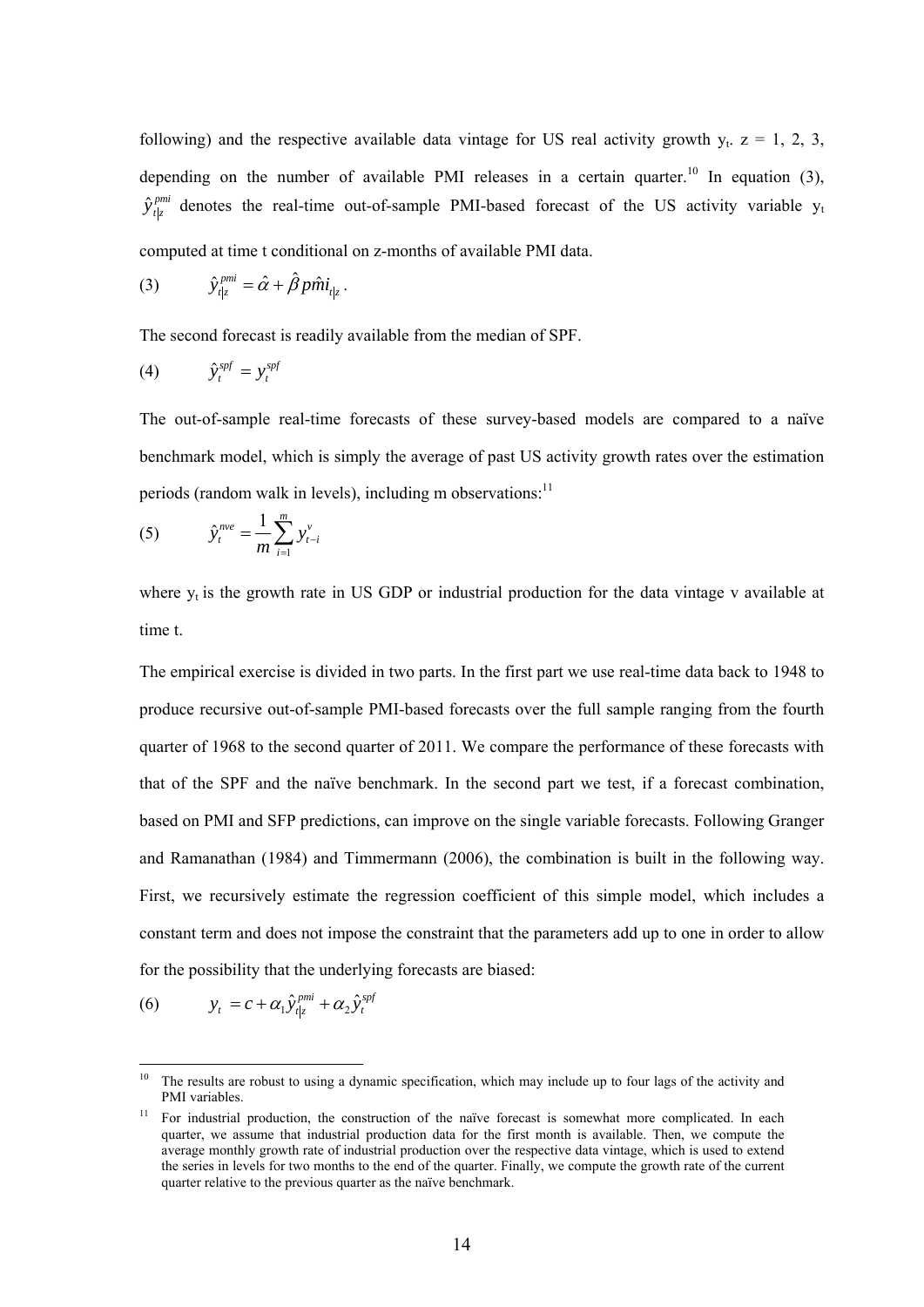following) and the respective available data vintage for US real activity growth $y_t$. z = 1, 2, 3, depending on the number of available PMI releases in a certain quarter.[10] In equation (3), $\hat{y}_{t|z}^{pmi}$ denotes the real-time out-of-sample PMI-based forecast of the US activity variable $y_t$ computed at time t conditional on z-months of available PMI data.

$$(3) \qquad \hat{y}_{t|z}^{pmi} = \hat{\alpha} + \hat{\beta}\, p\hat{m}i_{t|z} .$$

The second forecast is readily available from the median of SPF.

$$(4) \qquad \hat{y}_t^{spf} = y_t^{spf}$$

The out-of-sample real-time forecasts of these survey-based models are compared to a naïve benchmark model, which is simply the average of past US activity growth rates over the estimation periods (random walk in levels), including m observations:[11]

$$(5) \qquad \hat{y}_t^{nve} = \frac{1}{m}\sum_{i=1}^{m} y_{t-i}^{v}$$

where $y_t$ is the growth rate in US GDP or industrial production for the data vintage v available at time t.

The empirical exercise is divided in two parts. In the first part we use real-time data back to 1948 to produce recursive out-of-sample PMI-based forecasts over the full sample ranging from the fourth quarter of 1968 to the second quarter of 2011. We compare the performance of these forecasts with that of the SPF and the naïve benchmark. In the second part we test, if a forecast combination, based on PMI and SFP predictions, can improve on the single variable forecasts. Following Granger and Ramanathan (1984) and Timmermann (2006), the combination is built in the following way. First, we recursively estimate the regression coefficient of this simple model, which includes a constant term and does not impose the constraint that the parameters add up to one in order to allow for the possibility that the underlying forecasts are biased:

$$(6) \qquad y_t = c + \alpha_1 \hat{y}_{t|z}^{pmi} + \alpha_2 \hat{y}_t^{spf}$$

---

[10] The results are robust to using a dynamic specification, which may include up to four lags of the activity and PMI variables.

[11] For industrial production, the construction of the naïve forecast is somewhat more complicated. In each quarter, we assume that industrial production data for the first month is available. Then, we compute the average monthly growth rate of industrial production over the respective data vintage, which is used to extend the series in levels for two months to the end of the quarter. Finally, we compute the growth rate of the current quarter relative to the previous quarter as the naïve benchmark.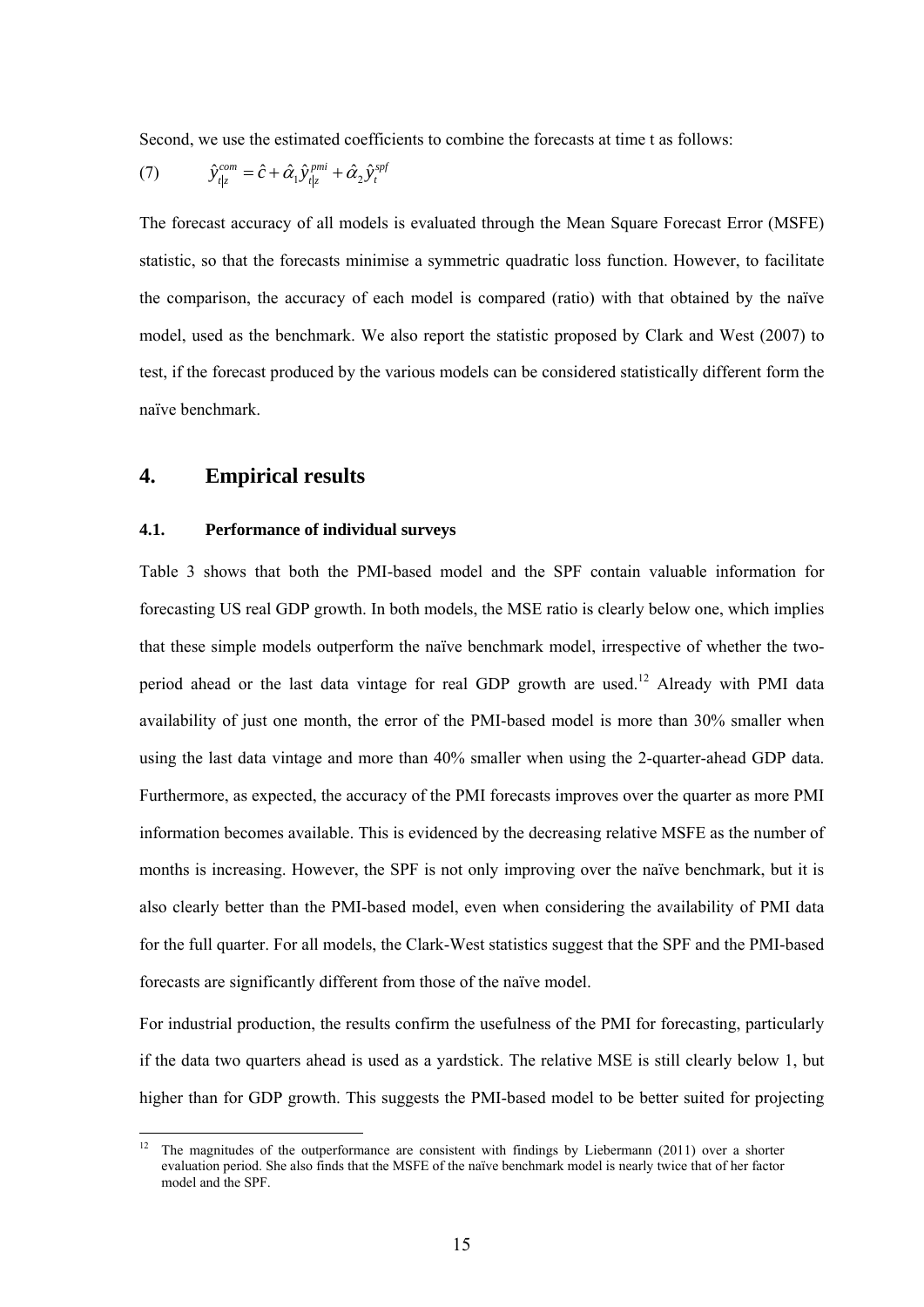Second, we use the estimated coefficients to combine the forecasts at time t as follows:

$$\hat{y}_{t|z}^{com} = \hat{c} + \hat{\alpha}_1 \hat{y}_{t|z}^{pmi} + \hat{\alpha}_2 \hat{y}_t^{spf} \tag{7}$$

The forecast accuracy of all models is evaluated through the Mean Square Forecast Error (MSFE) statistic, so that the forecasts minimise a symmetric quadratic loss function. However, to facilitate the comparison, the accuracy of each model is compared (ratio) with that obtained by the naïve model, used as the benchmark. We also report the statistic proposed by Clark and West (2007) to test, if the forecast produced by the various models can be considered statistically different form the naïve benchmark.

## 4. Empirical results

### 4.1. Performance of individual surveys

Table 3 shows that both the PMI-based model and the SPF contain valuable information for forecasting US real GDP growth. In both models, the MSE ratio is clearly below one, which implies that these simple models outperform the naïve benchmark model, irrespective of whether the two-period ahead or the last data vintage for real GDP growth are used.[12] Already with PMI data availability of just one month, the error of the PMI-based model is more than 30% smaller when using the last data vintage and more than 40% smaller when using the 2-quarter-ahead GDP data. Furthermore, as expected, the accuracy of the PMI forecasts improves over the quarter as more PMI information becomes available. This is evidenced by the decreasing relative MSFE as the number of months is increasing. However, the SPF is not only improving over the naïve benchmark, but it is also clearly better than the PMI-based model, even when considering the availability of PMI data for the full quarter. For all models, the Clark-West statistics suggest that the SPF and the PMI-based forecasts are significantly different from those of the naïve model.

For industrial production, the results confirm the usefulness of the PMI for forecasting, particularly if the data two quarters ahead is used as a yardstick. The relative MSE is still clearly below 1, but higher than for GDP growth. This suggests the PMI-based model to be better suited for projecting

[12] The magnitudes of the outperformance are consistent with findings by Liebermann (2011) over a shorter evaluation period. She also finds that the MSFE of the naïve benchmark model is nearly twice that of her factor model and the SPF.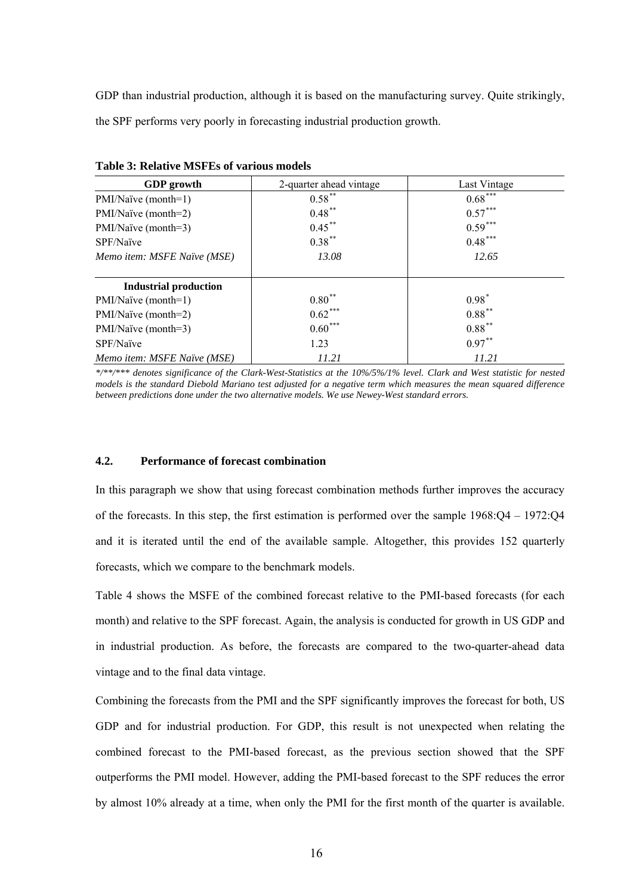GDP than industrial production, although it is based on the manufacturing survey. Quite strikingly, the SPF performs very poorly in forecasting industrial production growth.

**Table 3: Relative MSFEs of various models**

| **GDP growth** | 2-quarter ahead vintage | Last Vintage |
|---|---|---|
| PMI/Naïve (month=1) | $0.58^{**}$ | $0.68^{***}$ |
| PMI/Naïve (month=2) | $0.48^{**}$ | $0.57^{***}$ |
| PMI/Naïve (month=3) | $0.45^{**}$ | $0.59^{***}$ |
| SPF/Naïve | $0.38^{**}$ | $0.48^{***}$ |
| *Memo item: MSFE Naïve (MSE)* | *13.08* | *12.65* |
| **Industrial production** | | |
| PMI/Naïve (month=1) | $0.80^{**}$ | $0.98^{*}$ |
| PMI/Naïve (month=2) | $0.62^{***}$ | $0.88^{**}$ |
| PMI/Naïve (month=3) | $0.60^{***}$ | $0.88^{**}$ |
| SPF/Naïve | 1.23 | $0.97^{**}$ |
| *Memo item: MSFE Naïve (MSE)* | *11.21* | *11.21* |

*\*/\*\*/\*\*\* denotes significance of the Clark-West-Statistics at the 10%/5%/1% level. Clark and West statistic for nested models is the standard Diebold Mariano test adjusted for a negative term which measures the mean squared difference between predictions done under the two alternative models. We use Newey-West standard errors.*

### 4.2. Performance of forecast combination

In this paragraph we show that using forecast combination methods further improves the accuracy of the forecasts. In this step, the first estimation is performed over the sample 1968:Q4 – 1972:Q4 and it is iterated until the end of the available sample. Altogether, this provides 152 quarterly forecasts, which we compare to the benchmark models.

Table 4 shows the MSFE of the combined forecast relative to the PMI-based forecasts (for each month) and relative to the SPF forecast. Again, the analysis is conducted for growth in US GDP and in industrial production. As before, the forecasts are compared to the two-quarter-ahead data vintage and to the final data vintage.

Combining the forecasts from the PMI and the SPF significantly improves the forecast for both, US GDP and for industrial production. For GDP, this result is not unexpected when relating the combined forecast to the PMI-based forecast, as the previous section showed that the SPF outperforms the PMI model. However, adding the PMI-based forecast to the SPF reduces the error by almost 10% already at a time, when only the PMI for the first month of the quarter is available.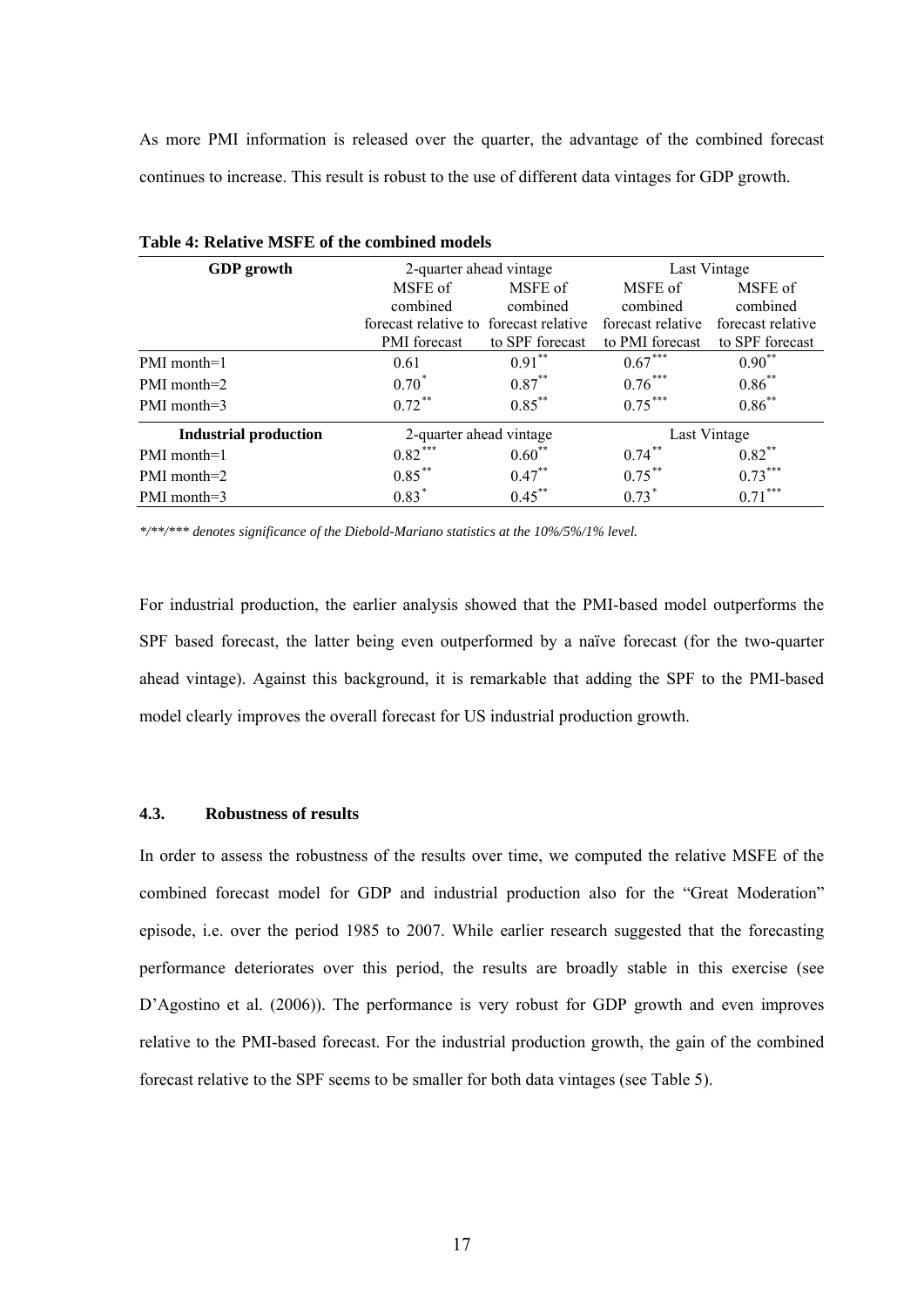As more PMI information is released over the quarter, the advantage of the combined forecast continues to increase. This result is robust to the use of different data vintages for GDP growth.

**Table 4: Relative MSFE of the combined models**

| **GDP growth** | 2-quarter ahead vintage | | Last Vintage | |
|---|---|---|---|---|
| | MSFE of combined forecast relative to PMI forecast | MSFE of combined forecast relative to SPF forecast | MSFE of combined forecast relative to PMI forecast | MSFE of combined forecast relative to SPF forecast |
| PMI month=1 | 0.61 | $0.91^{**}$ | $0.67^{***}$ | $0.90^{**}$ |
| PMI month=2 | $0.70^{*}$ | $0.87^{**}$ | $0.76^{***}$ | $0.86^{**}$ |
| PMI month=3 | $0.72^{**}$ | $0.85^{**}$ | $0.75^{***}$ | $0.86^{**}$ |
| **Industrial production** | 2-quarter ahead vintage | | Last Vintage | |
| PMI month=1 | $0.82^{***}$ | $0.60^{**}$ | $0.74^{**}$ | $0.82^{**}$ |
| PMI month=2 | $0.85^{**}$ | $0.47^{**}$ | $0.75^{**}$ | $0.73^{***}$ |
| PMI month=3 | $0.83^{*}$ | $0.45^{**}$ | $0.73^{*}$ | $0.71^{***}$ |

*\*/\*\*/\*\*\* denotes significance of the Diebold-Mariano statistics at the 10%/5%/1% level.*

For industrial production, the earlier analysis showed that the PMI-based model outperforms the SPF based forecast, the latter being even outperformed by a naïve forecast (for the two-quarter ahead vintage). Against this background, it is remarkable that adding the SPF to the PMI-based model clearly improves the overall forecast for US industrial production growth.

### 4.3. Robustness of results

In order to assess the robustness of the results over time, we computed the relative MSFE of the combined forecast model for GDP and industrial production also for the "Great Moderation" episode, i.e. over the period 1985 to 2007. While earlier research suggested that the forecasting performance deteriorates over this period, the results are broadly stable in this exercise (see D'Agostino et al. (2006)). The performance is very robust for GDP growth and even improves relative to the PMI-based forecast. For the industrial production growth, the gain of the combined forecast relative to the SPF seems to be smaller for both data vintages (see Table 5).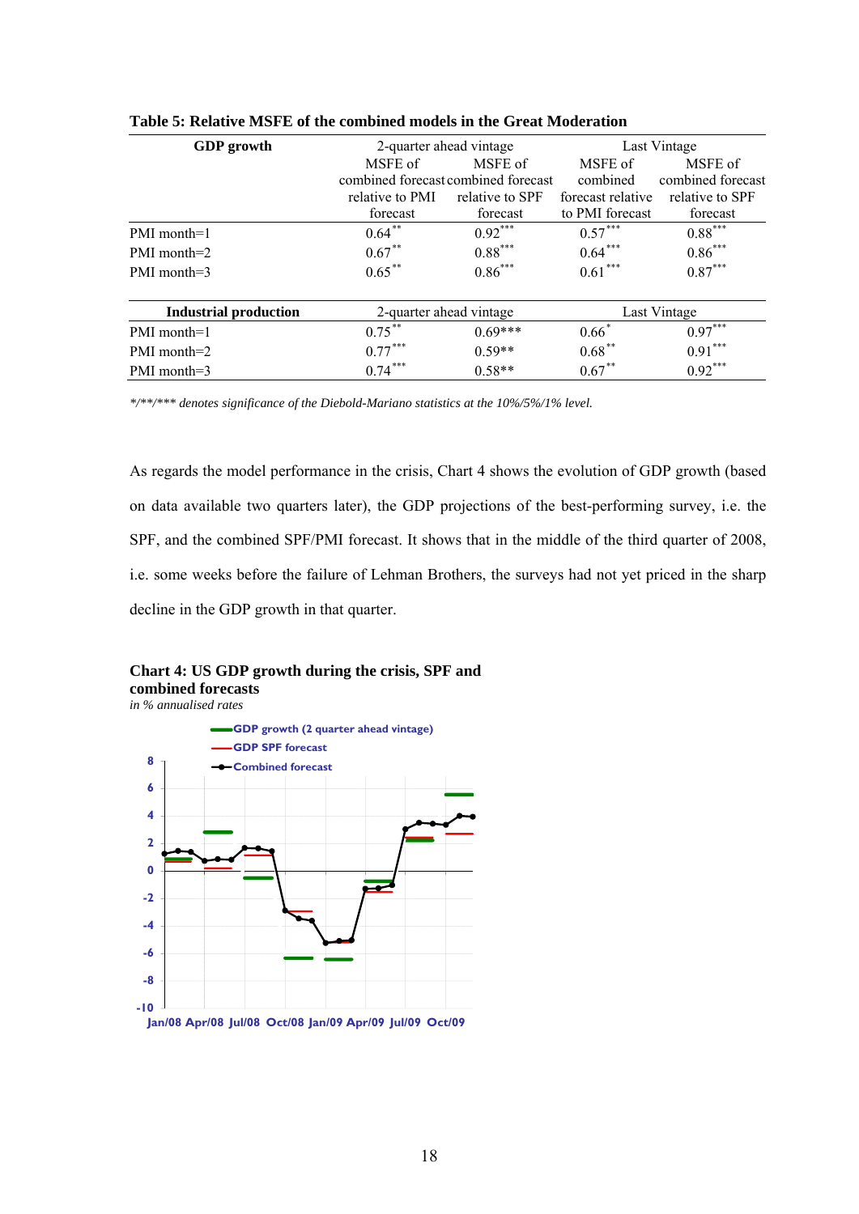**Table 5: Relative MSFE of the combined models in the Great Moderation**

| **GDP growth** | 2-quarter ahead vintage | | Last Vintage | |
|---|---|---|---|---|
| | MSFE of combined forecast relative to PMI forecast | MSFE of combined forecast relative to SPF forecast | MSFE of combined forecast relative to PMI forecast | MSFE of combined forecast relative to SPF forecast |
| PMI month=1 | 0.64** | 0.92*** | 0.57*** | 0.88*** |
| PMI month=2 | 0.67** | 0.88*** | 0.64*** | 0.86*** |
| PMI month=3 | 0.65** | 0.86*** | 0.61*** | 0.87*** |

| **Industrial production** | 2-quarter ahead vintage | | Last Vintage | |
|---|---|---|---|---|
| PMI month=1 | 0.75** | 0.69*** | 0.66* | 0.97*** |
| PMI month=2 | 0.77*** | 0.59** | 0.68** | 0.91*** |
| PMI month=3 | 0.74*** | 0.58** | 0.67** | 0.92*** |

*\*/\*\*/\*\*\* denotes significance of the Diebold-Mariano statistics at the 10%/5%/1% level.*

As regards the model performance in the crisis, Chart 4 shows the evolution of GDP growth (based on data available two quarters later), the GDP projections of the best-performing survey, i.e. the SPF, and the combined SPF/PMI forecast. It shows that in the middle of the third quarter of 2008, i.e. some weeks before the failure of Lehman Brothers, the surveys had not yet priced in the sharp decline in the GDP growth in that quarter.

**Chart 4: US GDP growth during the crisis, SPF and combined forecasts**

*in % annualised rates*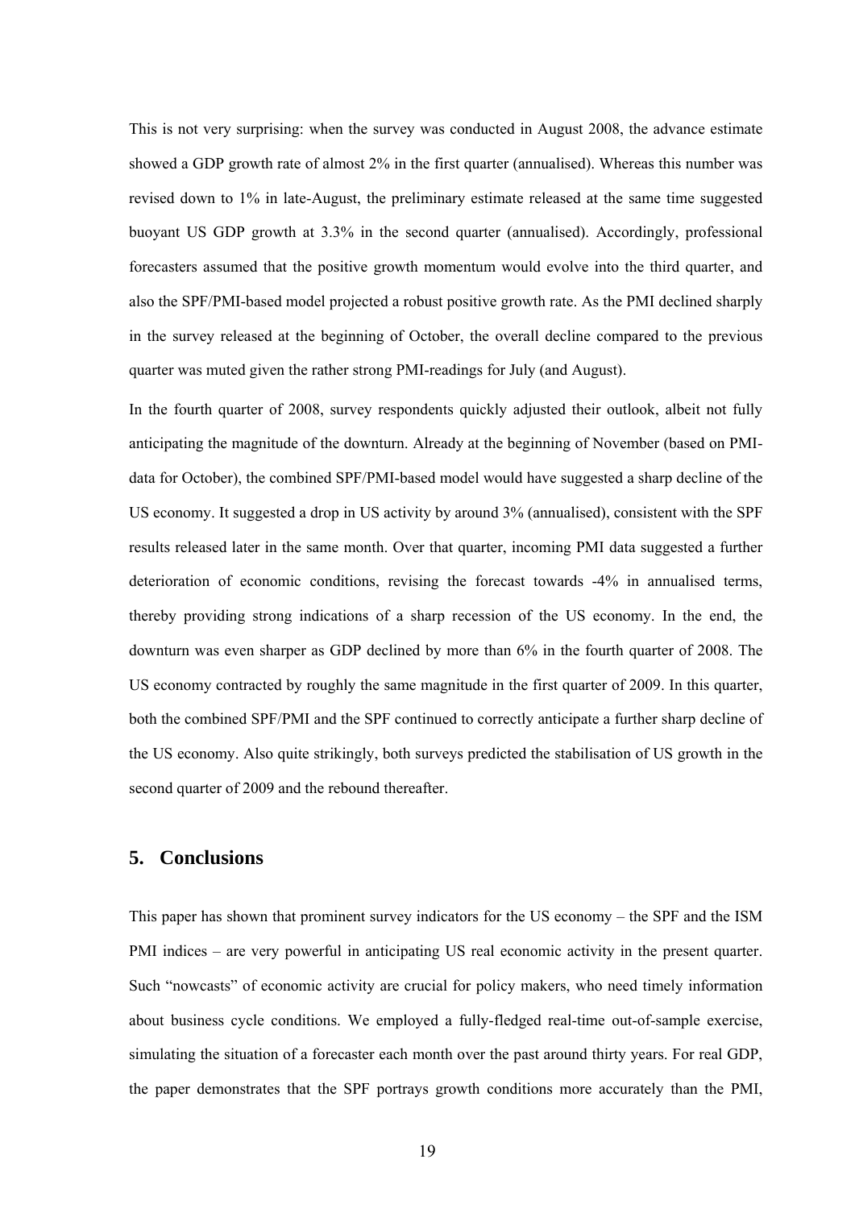This is not very surprising: when the survey was conducted in August 2008, the advance estimate showed a GDP growth rate of almost 2% in the first quarter (annualised). Whereas this number was revised down to 1% in late-August, the preliminary estimate released at the same time suggested buoyant US GDP growth at 3.3% in the second quarter (annualised). Accordingly, professional forecasters assumed that the positive growth momentum would evolve into the third quarter, and also the SPF/PMI-based model projected a robust positive growth rate. As the PMI declined sharply in the survey released at the beginning of October, the overall decline compared to the previous quarter was muted given the rather strong PMI-readings for July (and August).

In the fourth quarter of 2008, survey respondents quickly adjusted their outlook, albeit not fully anticipating the magnitude of the downturn. Already at the beginning of November (based on PMI-data for October), the combined SPF/PMI-based model would have suggested a sharp decline of the US economy. It suggested a drop in US activity by around 3% (annualised), consistent with the SPF results released later in the same month. Over that quarter, incoming PMI data suggested a further deterioration of economic conditions, revising the forecast towards -4% in annualised terms, thereby providing strong indications of a sharp recession of the US economy. In the end, the downturn was even sharper as GDP declined by more than 6% in the fourth quarter of 2008. The US economy contracted by roughly the same magnitude in the first quarter of 2009. In this quarter, both the combined SPF/PMI and the SPF continued to correctly anticipate a further sharp decline of the US economy. Also quite strikingly, both surveys predicted the stabilisation of US growth in the second quarter of 2009 and the rebound thereafter.

## 5. Conclusions

This paper has shown that prominent survey indicators for the US economy – the SPF and the ISM PMI indices – are very powerful in anticipating US real economic activity in the present quarter. Such "nowcasts" of economic activity are crucial for policy makers, who need timely information about business cycle conditions. We employed a fully-fledged real-time out-of-sample exercise, simulating the situation of a forecaster each month over the past around thirty years. For real GDP, the paper demonstrates that the SPF portrays growth conditions more accurately than the PMI,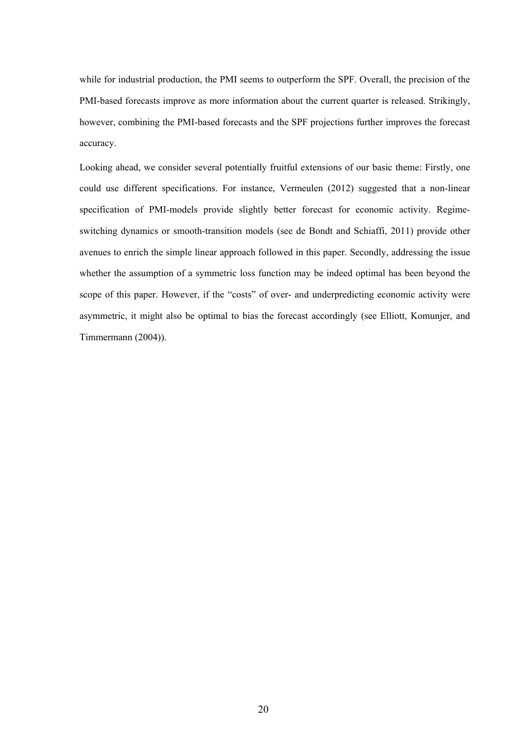while for industrial production, the PMI seems to outperform the SPF. Overall, the precision of the PMI-based forecasts improve as more information about the current quarter is released. Strikingly, however, combining the PMI-based forecasts and the SPF projections further improves the forecast accuracy.

Looking ahead, we consider several potentially fruitful extensions of our basic theme: Firstly, one could use different specifications. For instance, Vermeulen (2012) suggested that a non-linear specification of PMI-models provide slightly better forecast for economic activity. Regime-switching dynamics or smooth-transition models (see de Bondt and Schiaffi, 2011) provide other avenues to enrich the simple linear approach followed in this paper. Secondly, addressing the issue whether the assumption of a symmetric loss function may be indeed optimal has been beyond the scope of this paper. However, if the "costs" of over- and underpredicting economic activity were asymmetric, it might also be optimal to bias the forecast accordingly (see Elliott, Komunjer, and Timmermann (2004)).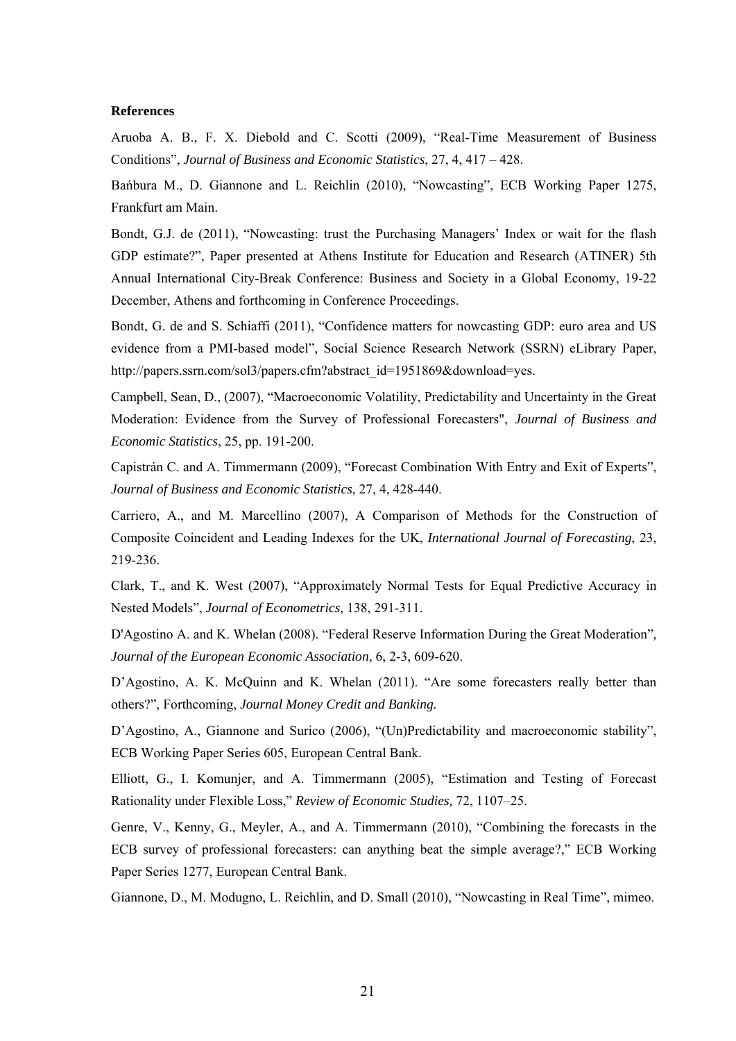**References**

Aruoba A. B., F. X. Diebold and C. Scotti (2009), "Real-Time Measurement of Business Conditions", *Journal of Business and Economic Statistics*, 27, 4, 417 – 428.

Bańbura M., D. Giannone and L. Reichlin (2010), "Nowcasting", ECB Working Paper 1275, Frankfurt am Main.

Bondt, G.J. de (2011), "Nowcasting: trust the Purchasing Managers' Index or wait for the flash GDP estimate?", Paper presented at Athens Institute for Education and Research (ATINER) 5th Annual International City-Break Conference: Business and Society in a Global Economy, 19-22 December, Athens and forthcoming in Conference Proceedings.

Bondt, G. de and S. Schiaffi (2011), "Confidence matters for nowcasting GDP: euro area and US evidence from a PMI-based model", Social Science Research Network (SSRN) eLibrary Paper, http://papers.ssrn.com/sol3/papers.cfm?abstract_id=1951869&download=yes.

Campbell, Sean, D., (2007), "Macroeconomic Volatility, Predictability and Uncertainty in the Great Moderation: Evidence from the Survey of Professional Forecasters", *Journal of Business and Economic Statistics*, 25, pp. 191-200.

Capistrán C. and A. Timmermann (2009), "Forecast Combination With Entry and Exit of Experts", *Journal of Business and Economic Statistics*, 27, 4, 428-440.

Carriero, A., and M. Marcellino (2007), A Comparison of Methods for the Construction of Composite Coincident and Leading Indexes for the UK, *International Journal of Forecasting*, 23, 219-236.

Clark, T., and K. West (2007), "Approximately Normal Tests for Equal Predictive Accuracy in Nested Models", *Journal of Econometrics,* 138, 291-311.

D'Agostino A. and K. Whelan (2008). "Federal Reserve Information During the Great Moderation"*, Journal of the European Economic Association*, 6, 2-3, 609-620.

D'Agostino, A. K. McQuinn and K. Whelan (2011). "Are some forecasters really better than others?", Forthcoming, *Journal Money Credit and Banking.*

D'Agostino, A., Giannone and Surico (2006), "(Un)Predictability and macroeconomic stability", ECB Working Paper Series 605, European Central Bank.

Elliott, G., I. Komunjer, and A. Timmermann (2005), "Estimation and Testing of Forecast Rationality under Flexible Loss," *Review of Economic Studies,* 72, 1107–25.

Genre, V., Kenny, G., Meyler, A., and A. Timmermann (2010), "Combining the forecasts in the ECB survey of professional forecasters: can anything beat the simple average?," ECB Working Paper Series 1277, European Central Bank.

Giannone, D., M. Modugno, L. Reichlin, and D. Small (2010), "Nowcasting in Real Time", mimeo.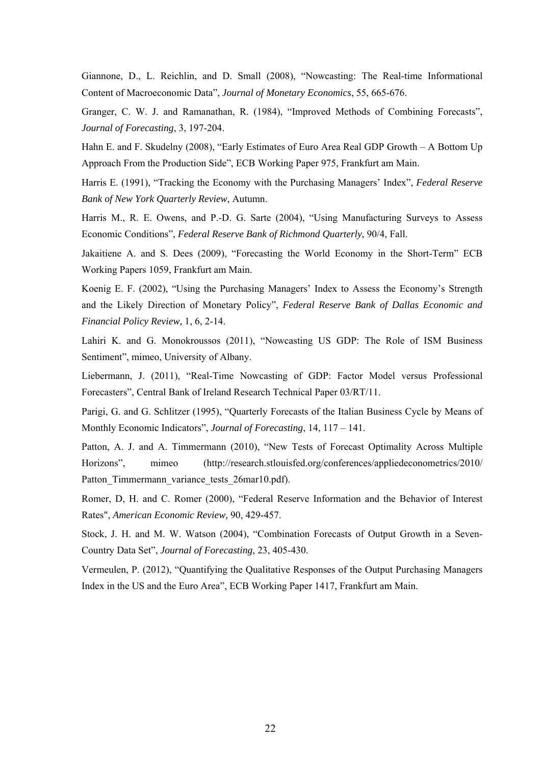Giannone, D., L. Reichlin, and D. Small (2008), "Nowcasting: The Real-time Informational Content of Macroeconomic Data", *Journal of Monetary Economics*, 55, 665-676.

Granger, C. W. J. and Ramanathan, R. (1984), "Improved Methods of Combining Forecasts", *Journal of Forecasting*, 3, 197-204.

Hahn E. and F. Skudelny (2008), "Early Estimates of Euro Area Real GDP Growth – A Bottom Up Approach From the Production Side", ECB Working Paper 975, Frankfurt am Main.

Harris E. (1991), "Tracking the Economy with the Purchasing Managers' Index", *Federal Reserve Bank of New York Quarterly Review*, Autumn.

Harris M., R. E. Owens, and P.-D. G. Sarte (2004), "Using Manufacturing Surveys to Assess Economic Conditions", *Federal Reserve Bank of Richmond Quarterly*, 90/4, Fall.

Jakaitiene A. and S. Dees (2009), "Forecasting the World Economy in the Short-Term" ECB Working Papers 1059, Frankfurt am Main.

Koenig E. F. (2002), "Using the Purchasing Managers' Index to Assess the Economy's Strength and the Likely Direction of Monetary Policy", *Federal Reserve Bank of Dallas Economic and Financial Policy Review,* 1, 6, 2-14.

Lahiri K. and G. Monokroussos (2011), "Nowcasting US GDP: The Role of ISM Business Sentiment", mimeo, University of Albany.

Liebermann, J. (2011), "Real-Time Nowcasting of GDP: Factor Model versus Professional Forecasters", Central Bank of Ireland Research Technical Paper 03/RT/11.

Parigi, G. and G. Schlitzer (1995), "Quarterly Forecasts of the Italian Business Cycle by Means of Monthly Economic Indicators", *Journal of Forecasting*, 14, 117 – 141.

Patton, A. J. and A. Timmermann (2010), "New Tests of Forecast Optimality Across Multiple Horizons", mimeo (http://research.stlouisfed.org/conferences/appliedeconometrics/2010/Patton_Timmermann_variance_tests_26mar10.pdf).

Romer, D, H. and C. Romer (2000), "Federal Reserve Information and the Behavior of Interest Rates", *American Economic Review,* 90, 429-457.

Stock, J. H. and M. W. Watson (2004), "Combination Forecasts of Output Growth in a Seven-Country Data Set", *Journal of Forecasting*, 23, 405-430.

Vermeulen, P. (2012), "Quantifying the Qualitative Responses of the Output Purchasing Managers Index in the US and the Euro Area", ECB Working Paper 1417, Frankfurt am Main.